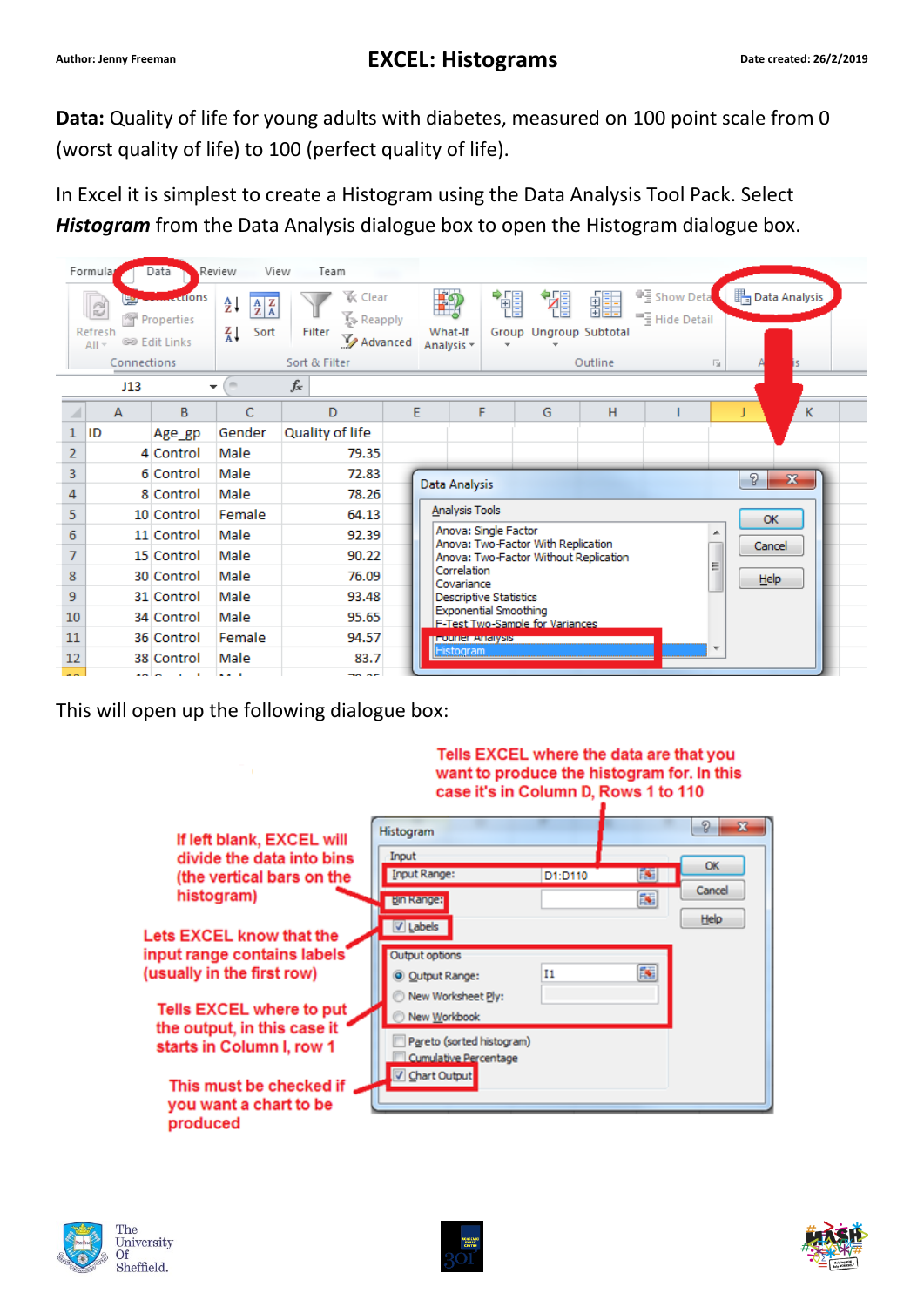Author: Jenny Freeman

# EXCEL: Histograms

Date created: 26/2/2019

**Data:** Quality of life for young adults with diabetes, measured on 100 point scale from 0 (worst quality of life) to 100 (perfect quality of life).

In Excel it is simplest to create a Histogram using the Data Analysis Tool Pack. Select ***Histogram*** from the Data Analysis dialogue box to open the Histogram dialogue box.

This will open up the following dialogue box:

Tells EXCEL where the data are that you want to produce the histogram for. In this case it's in Column D, Rows 1 to 110

If left blank, EXCEL will divide the data into bins (the vertical bars on the histogram)

Lets EXCEL know that the input range contains labels (usually in the first row)

Tells EXCEL where to put the output, in this case it starts in Column I, row 1

This must be checked if you want a chart to be produced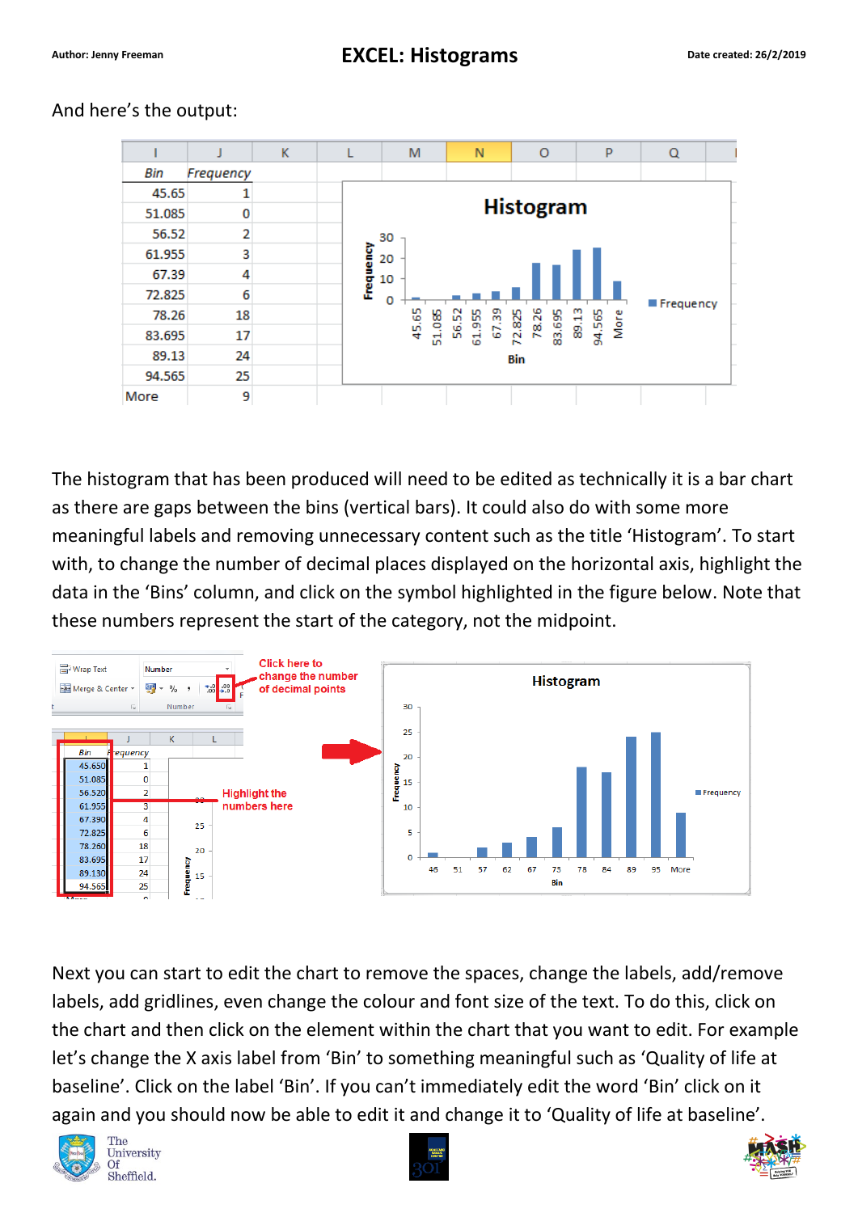And here's the output:

| Bin | Frequency |
|---|---|
| 45.65 | 1 |
| 51.085 | 0 |
| 56.52 | 2 |
| 61.955 | 3 |
| 67.39 | 4 |
| 72.825 | 6 |
| 78.26 | 18 |
| 83.695 | 17 |
| 89.13 | 24 |
| 94.565 | 25 |
| More | 9 |

The histogram that has been produced will need to be edited as technically it is a bar chart as there are gaps between the bins (vertical bars). It could also do with some more meaningful labels and removing unnecessary content such as the title 'Histogram'. To start with, to change the number of decimal places displayed on the horizontal axis, highlight the data in the 'Bins' column, and click on the symbol highlighted in the figure below. Note that these numbers represent the start of the category, not the midpoint.

Click here to change the number of decimal points

Highlight the numbers here

Next you can start to edit the chart to remove the spaces, change the labels, add/remove labels, add gridlines, even change the colour and font size of the text. To do this, click on the chart and then click on the element within the chart that you want to edit. For example let's change the X axis label from 'Bin' to something meaningful such as 'Quality of life at baseline'. Click on the label 'Bin'. If you can't immediately edit the word 'Bin' click on it again and you should now be able to edit it and change it to 'Quality of life at baseline'.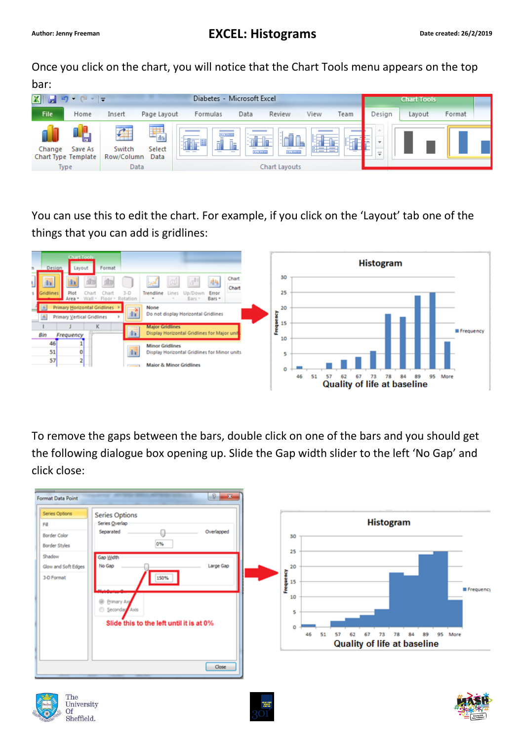Once you click on the chart, you will notice that the Chart Tools menu appears on the top bar:

You can use this to edit the chart. For example, if you click on the 'Layout' tab one of the things that you can add is gridlines:

To remove the gaps between the bars, double click on one of the bars and you should get the following dialogue box opening up. Slide the Gap width slider to the left 'No Gap' and click close: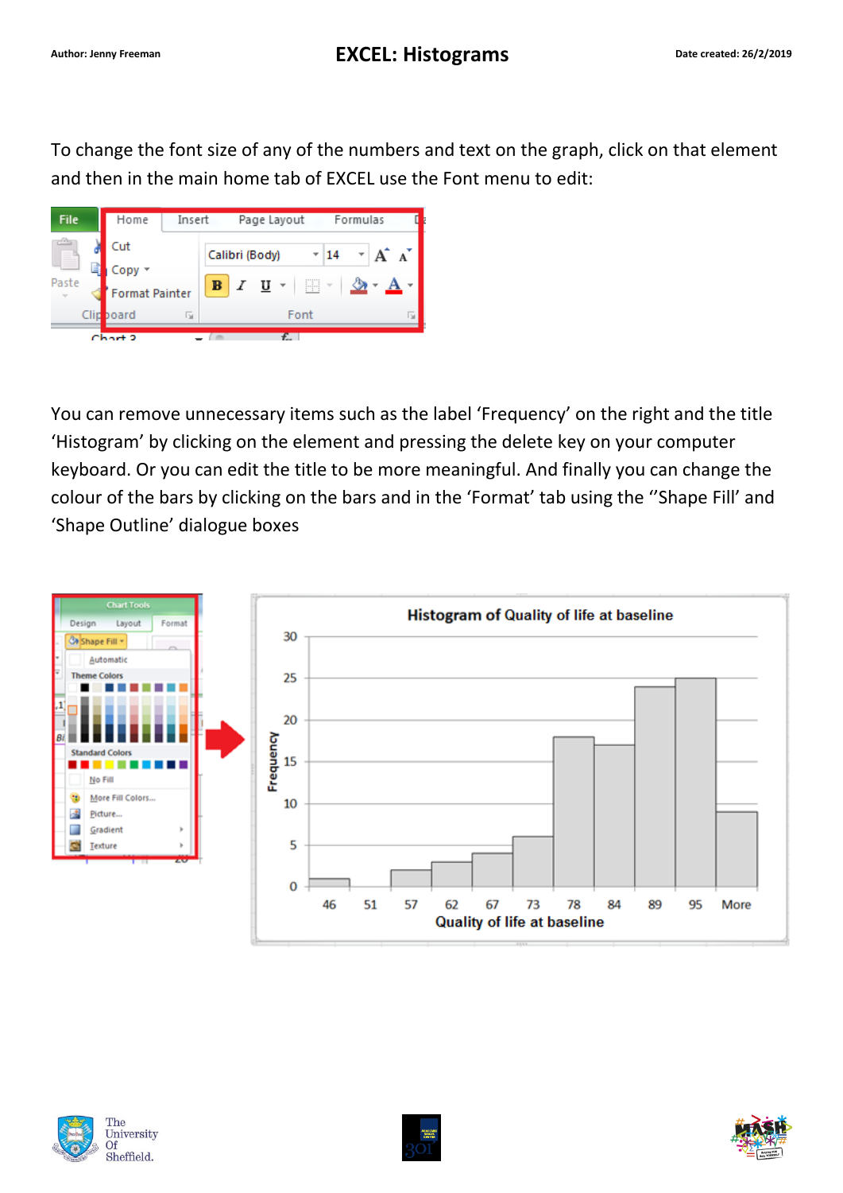To change the font size of any of the numbers and text on the graph, click on that element and then in the main home tab of EXCEL use the Font menu to edit:

File Home Insert Page Layout Formulas
Cut
Copy
Paste
Format Painter
Clipboard
Calibri (Body) 14
Font

You can remove unnecessary items such as the label ‘Frequency’ on the right and the title ‘Histogram’ by clicking on the element and pressing the delete key on your computer keyboard. Or you can edit the title to be more meaningful. And finally you can change the colour of the bars by clicking on the bars and in the ‘Format’ tab using the ‘’Shape Fill’ and ‘Shape Outline’ dialogue boxes

Chart Tools
Design Layout Format
Shape Fill
Automatic
Theme Colors
Standard Colors
No Fill
More Fill Colors...
Picture...
Gradient
Texture

Histogram of Quality of life at baseline
Frequency
30
25
20
15
10
5
0
46 51 57 62 67 73 78 84 89 95 More
Quality of life at baseline